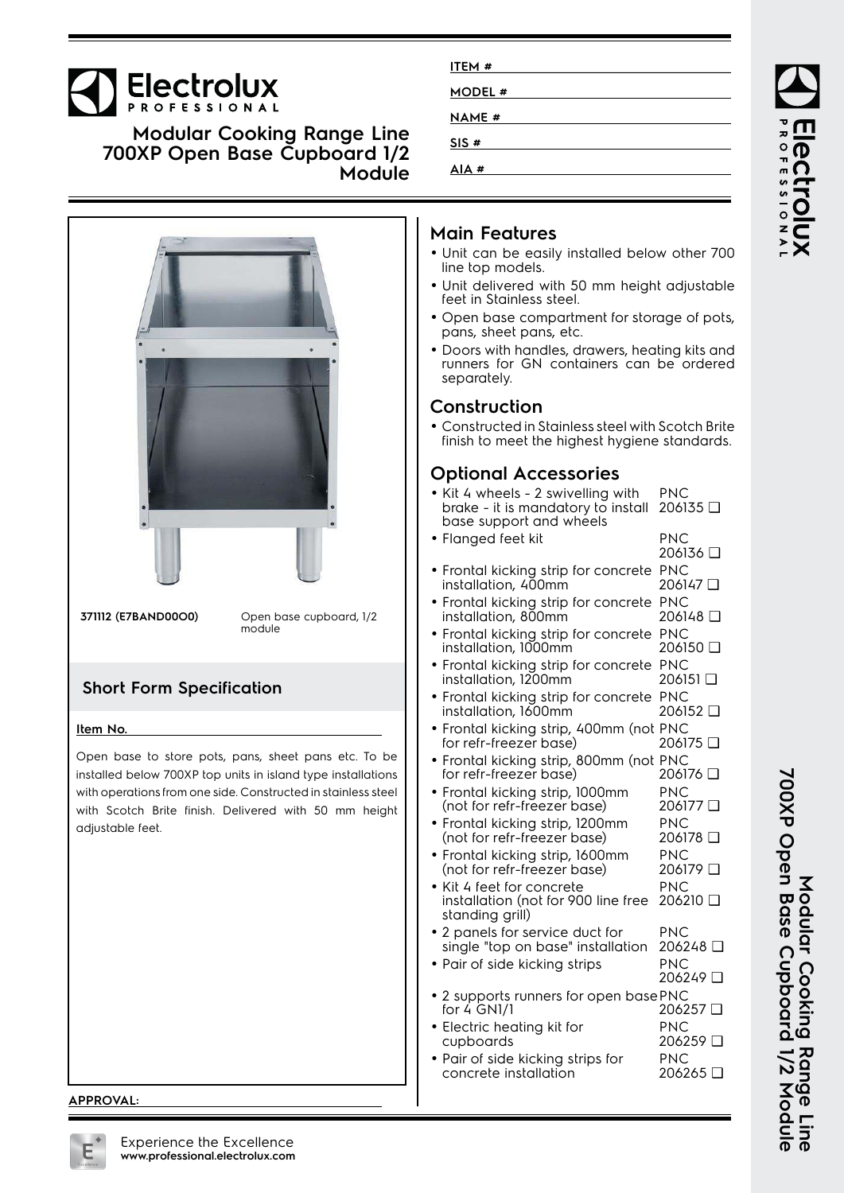# Electrolux PROFESSIONAL

## Modular Cooking Range Line 700XP Open Base Cupboard 1/2 Module

ITEM #

MODEL #

NAME #

SIS #

AIA #

**371112 (E7BAND00O0)** Open base cupboard, 1/2 module

## Short Form Specification

**Item No.**

Open base to store pots, pans, sheet pans etc. To be installed below 700XP top units in island type installations with operations from one side. Constructed in stainless steel with Scotch Brite finish. Delivered with 50 mm height adjustable feet.

**APPROVAL:**

## Main Features

- Unit can be easily installed below other 700 line top models.
- Unit delivered with 50 mm height adjustable feet in Stainless steel.
- Open base compartment for storage of pots, pans, sheet pans, etc.
- Doors with handles, drawers, heating kits and runners for GN containers can be ordered separately.

## Construction

- Constructed in Stainless steel with Scotch Brite finish to meet the highest hygiene standards.

## Optional Accessories

- Kit 4 wheels - 2 swivelling with brake - it is mandatory to install base support and wheels — PNC 206135 ❑
- Flanged feet kit — PNC 206136 ❑
- Frontal kicking strip for concrete installation, 400mm — PNC 206147 ❑
- Frontal kicking strip for concrete installation, 800mm — PNC 206148 ❑
- Frontal kicking strip for concrete installation, 1000mm — PNC 206150 ❑
- Frontal kicking strip for concrete installation, 1200mm — PNC 206151 ❑
- Frontal kicking strip for concrete installation, 1600mm — PNC 206152 ❑
- Frontal kicking strip, 400mm (not for refr-freezer base) — PNC 206175 ❑
- Frontal kicking strip, 800mm (not for refr-freezer base) — PNC 206176 ❑
- Frontal kicking strip, 1000mm (not for refr-freezer base) — PNC 206177 ❑
- Frontal kicking strip, 1200mm (not for refr-freezer base) — PNC 206178 ❑
- Frontal kicking strip, 1600mm (not for refr-freezer base) — PNC 206179 ❑
- Kit 4 feet for concrete installation (not for 900 line free standing grill) — PNC 206210 ❑
- 2 panels for service duct for single "top on base" installation — PNC 206248 ❑
- Pair of side kicking strips — PNC 206249 ❑
- 2 supports runners for open base for 4 GN1/1 — PNC 206257 ❑
- Electric heating kit for cupboards — PNC 206259 ❑
- Pair of side kicking strips for concrete installation — PNC 206265 ❑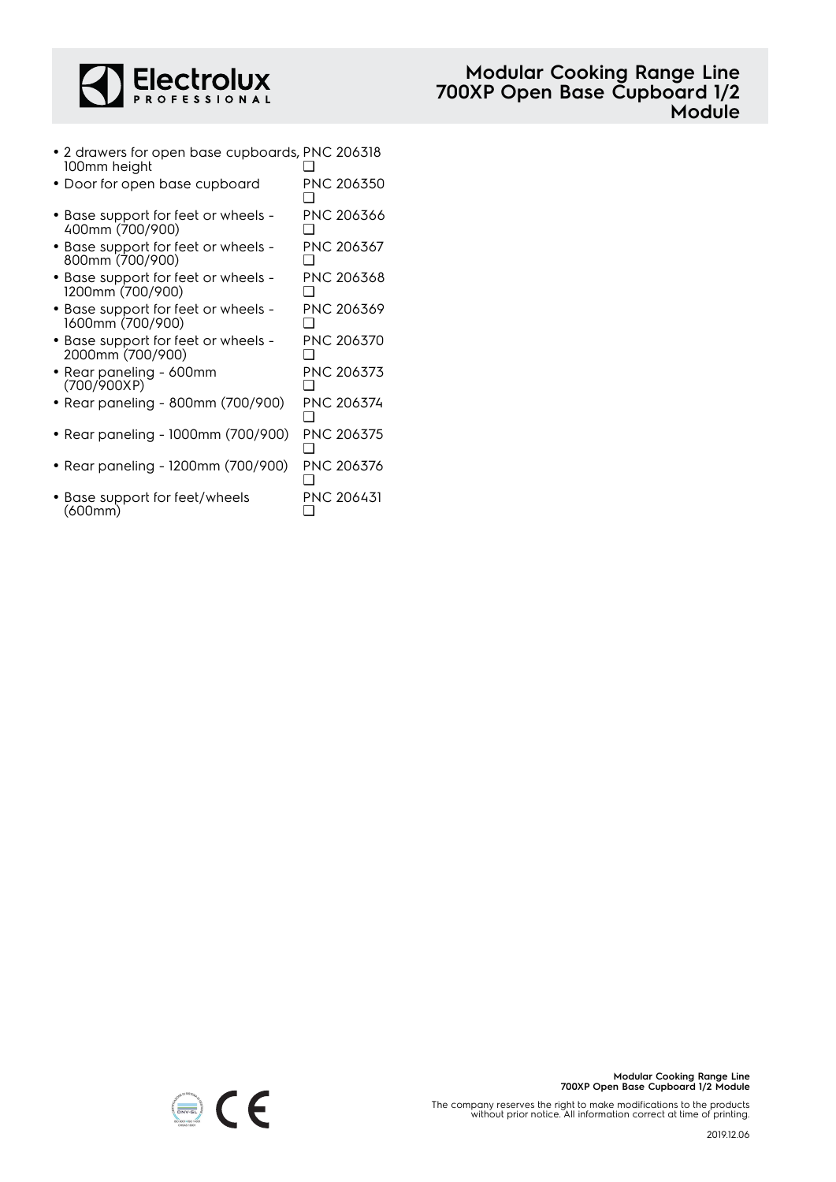- 2 drawers for open base cupboards, 100mm height PNC 206318 ❑
- Door for open base cupboard PNC 206350 ❑
- Base support for feet or wheels - 400mm (700/900) PNC 206366 ❑
- Base support for feet or wheels - 800mm (700/900) PNC 206367 ❑
- Base support for feet or wheels - 1200mm (700/900) PNC 206368 ❑
- Base support for feet or wheels - 1600mm (700/900) PNC 206369 ❑
- Base support for feet or wheels - 2000mm (700/900) PNC 206370 ❑
- Rear paneling - 600mm (700/900XP) PNC 206373 ❑
- Rear paneling - 800mm (700/900) PNC 206374 ❑
- Rear paneling - 1000mm (700/900) PNC 206375 ❑
- Rear paneling - 1200mm (700/900) PNC 206376 ❑
- Base support for feet/wheels (600mm) PNC 206431 ❑

The company reserves the right to make modifications to the products without prior notice. All information correct at time of printing.

2019.12.06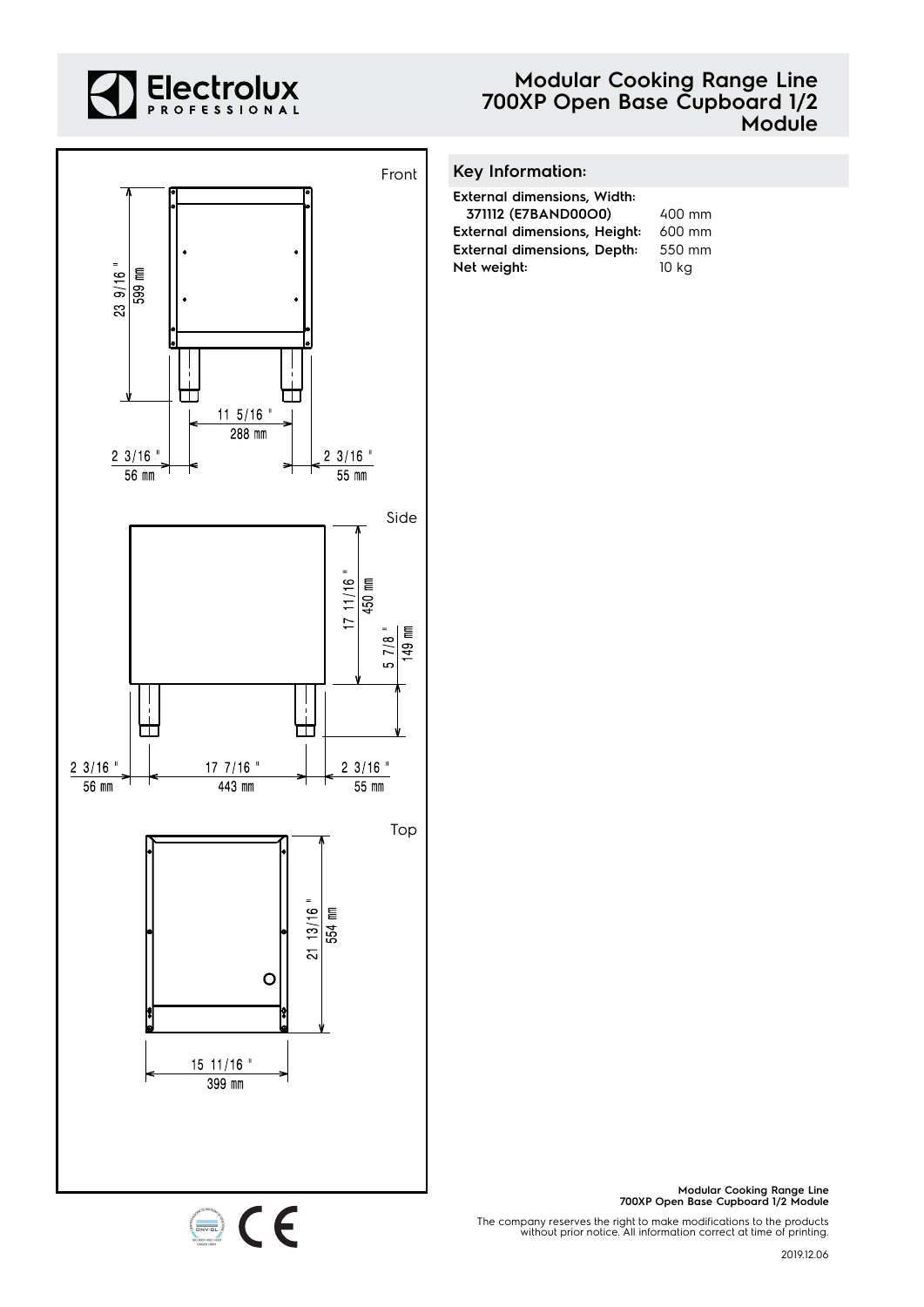# Modular Cooking Range Line 700XP Open Base Cupboard 1/2 Module

Front

23 9/16 "
599 mm

11 5/16 "
288 mm

2 3/16 "
56 mm

2 3/16 "
55 mm

Side

17 11/16 "
450 mm

5 7/8 "
149 mm

2 3/16 "
56 mm

17 7/16 "
443 mm

2 3/16 "
55 mm

Top

21 13/16 "
554 mm

15 11/16 "
399 mm

## Key Information:

| | |
|---|---|
| **External dimensions, Width:** | |
| **371112 (E7BAND00O0)** | 400 mm |
| **External dimensions, Height:** | 600 mm |
| **External dimensions, Depth:** | 550 mm |
| **Net weight:** | 10 kg |

The company reserves the right to make modifications to the products without prior notice. All information correct at time of printing.

2019.12.06